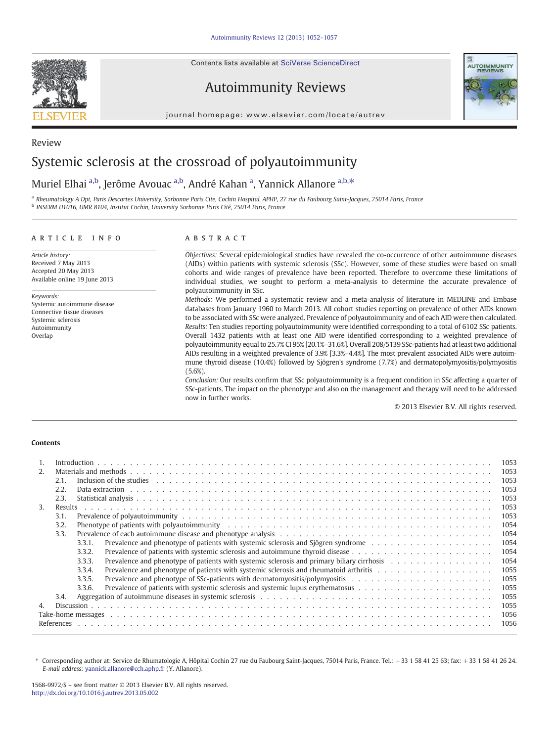Review

# Systemic sclerosis at the crossroad of polyautoimmunity

Muriel Elhai [a,b], Jerôme Avouac [a,b], André Kahan [a], Yannick Allanore [a,b,*]

[a] Rheumatology A Dpt, Paris Descartes University, Sorbonne Paris Cite, Cochin Hospital, APHP, 27 rue du Faubourg Saint-Jacques, 75014 Paris, France
[b] INSERM U1016, UMR 8104, Institut Cochin, University Sorbonne Paris Cité, 75014 Paris, France

## ARTICLE INFO

*Article history:*
Received 7 May 2013
Accepted 20 May 2013
Available online 19 June 2013

*Keywords:*
Systemic autoimmune disease
Connective tissue diseases
Systemic sclerosis
Autoimmunity
Overlap

## ABSTRACT

*Objectives:* Several epidemiological studies have revealed the co-occurrence of other autoimmune diseases (AIDs) within patients with systemic sclerosis (SSc). However, some of these studies were based on small cohorts and wide ranges of prevalence have been reported. Therefore to overcome these limitations of individual studies, we sought to perform a meta-analysis to determine the accurate prevalence of polyautoimmunity in SSc.

*Methods:* We performed a systematic review and a meta-analysis of literature in MEDLINE and Embase databases from January 1960 to March 2013. All cohort studies reporting on prevalence of other AIDs known to be associated with SSc were analyzed. Prevalence of polyautoimmunity and of each AID were then calculated.

*Results:* Ten studies reporting polyautoimmunity were identified corresponding to a total of 6102 SSc patients. Overall 1432 patients with at least one AID were identified corresponding to a weighted prevalence of polyautoimmunity equal to 25.7% CI 95% [20.1%–31.6%]. Overall 208/5139 SSc-patients had at least two additional AIDs resulting in a weighted prevalence of 3.9% [3.3%–4.4%]. The most prevalent associated AIDs were autoimmune thyroid disease (10.4%) followed by Sjögren's syndrome (7.7%) and dermatopolymyositis/polymyositis (5.6%).

*Conclusion:* Our results confirm that SSc polyautoimmunity is a frequent condition in SSc affecting a quarter of SSc-patients. The impact on the phenotype and also on the management and therapy will need to be addressed now in further works.

© 2013 Elsevier B.V. All rights reserved.

## Contents

1. Introduction . . . 1053
2. Materials and methods . . . 1053
   - 2.1. Inclusion of the studies . . . 1053
   - 2.2. Data extraction . . . 1053
   - 2.3. Statistical analysis . . . 1053
3. Results . . . 1053
   - 3.1. Prevalence of polyautoimmunity . . . 1053
   - 3.2. Phenotype of patients with polyautoimmunity . . . 1054
   - 3.3. Prevalence of each autoimmune disease and phenotype analysis . . . 1054
     - 3.3.1. Prevalence and phenotype of patients with systemic sclerosis and Sjögren syndrome . . . 1054
     - 3.3.2. Prevalence of patients with systemic sclerosis and autoimmune thyroid disease . . . 1054
     - 3.3.3. Prevalence and phenotype of patients with systemic sclerosis and primary biliary cirrhosis . . . 1054
     - 3.3.4. Prevalence and phenotype of patients with systemic sclerosis and rheumatoid arthritis . . . 1055
     - 3.3.5. Prevalence and phenotype of SSc-patients with dermatomyositis/polymyositis . . . 1055
     - 3.3.6. Prevalence of patients with systemic sclerosis and systemic lupus erythematosus . . . 1055
   - 3.4. Aggregation of autoimmune diseases in systemic sclerosis . . . 1055
4. Discussion . . . 1055

Take-home messages . . . 1056

References . . . 1056

\* Corresponding author at: Service de Rhumatologie A, Hôpital Cochin 27 rue du Faubourg Saint-Jacques, 75014 Paris, France. Tel.: +33 1 58 41 25 63; fax: +33 1 58 41 26 24. *E-mail address:* yannick.allanore@cch.aphp.fr (Y. Allanore).

1568-9972/$ – see front matter © 2013 Elsevier B.V. All rights reserved.
http://dx.doi.org/10.1016/j.autrev.2013.05.002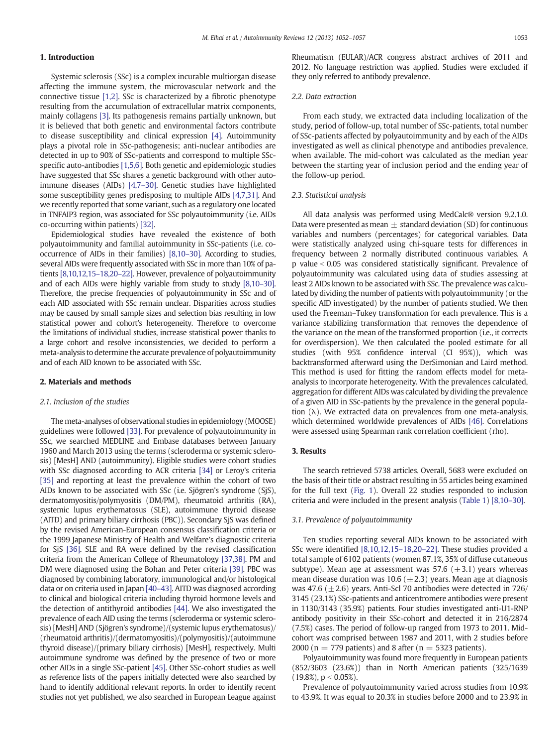## 1. Introduction

Systemic sclerosis (SSc) is a complex incurable multiorgan disease affecting the immune system, the microvascular network and the connective tissue [1,2]. SSc is characterized by a fibrotic phenotype resulting from the accumulation of extracellular matrix components, mainly collagens [3]. Its pathogenesis remains partially unknown, but it is believed that both genetic and environmental factors contribute to disease susceptibility and clinical expression [4]. Autoimmunity plays a pivotal role in SSc-pathogenesis; anti-nuclear antibodies are detected in up to 90% of SSc-patients and correspond to multiple SSc-specific auto-antibodies [1,5,6]. Both genetic and epidemiologic studies have suggested that SSc shares a genetic background with other autoimmune diseases (AIDs) [4,7–30]. Genetic studies have highlighted some susceptibility genes predisposing to multiple AIDs [4,7,31]. And we recently reported that some variant, such as a regulatory one located in TNFAIP3 region, was associated for SSc polyautoimmunity (i.e. AIDs co-occurring within patients) [32].

Epidemiological studies have revealed the existence of both polyautoimmunity and familial autoimmunity in SSc-patients (i.e. co-occurrence of AIDs in their families) [8,10–30]. According to studies, several AIDs were frequently associated with SSc in more than 10% of patients [8,10,12,15–18,20–22]. However, prevalence of polyautoimmunity and of each AIDs were highly variable from study to study [8,10–30]. Therefore, the precise frequencies of polyautoimmunity in SSc and of each AID associated with SSc remain unclear. Disparities across studies may be caused by small sample sizes and selection bias resulting in low statistical power and cohort's heterogeneity. Therefore to overcome the limitations of individual studies, increase statistical power thanks to a large cohort and resolve inconsistencies, we decided to perform a meta-analysis to determine the accurate prevalence of polyautoimmunity and of each AID known to be associated with SSc.

## 2. Materials and methods

### 2.1. Inclusion of the studies

The meta-analyses of observational studies in epidemiology (MOOSE) guidelines were followed [33]. For prevalence of polyautoimmunity in SSc, we searched MEDLINE and Embase databases between January 1960 and March 2013 using the terms (scleroderma or systemic sclerosis) [MesH] AND (autoimmunity). Eligible studies were cohort studies with SSc diagnosed according to ACR criteria [34] or Leroy's criteria [35] and reporting at least the prevalence within the cohort of two AIDs known to be associated with SSc (i.e. Sjögren's syndrome (SjS), dermatomyositis/polymyositis (DM/PM), rheumatoid arthritis (RA), systemic lupus erythematosus (SLE), autoimmune thyroid disease (AITD) and primary biliary cirrhosis (PBC)). Secondary SjS was defined by the revised American-European consensus classification criteria or the 1999 Japanese Ministry of Health and Welfare's diagnostic criteria for SjS [36]. SLE and RA were defined by the revised classification criteria from the American College of Rheumatology [37,38]. PM and DM were diagnosed using the Bohan and Peter criteria [39]. PBC was diagnosed by combining laboratory, immunological and/or histological data or on criteria used in Japan [40–43]. AITD was diagnosed according to clinical and biological criteria including thyroid hormone levels and the detection of antithyroid antibodies [44]. We also investigated the prevalence of each AID using the terms (scleroderma or systemic sclerosis) [MesH] AND (Sjögren's syndrome)/(systemic lupus erythematosus)/(rheumatoid arthritis)/(dermatomyositis)/(polymyositis)/(autoimmune thyroid disease)/(primary biliary cirrhosis) [MesH], respectively. Multi autoimmune syndrome was defined by the presence of two or more other AIDs in a single SSc-patient [45]. Other SSc-cohort studies as well as reference lists of the papers initially detected were also searched by hand to identify additional relevant reports. In order to identify recent studies not yet published, we also searched in European League against Rheumatism (EULAR)/ACR congress abstract archives of 2011 and 2012. No language restriction was applied. Studies were excluded if they only referred to antibody prevalence.

### 2.2. Data extraction

From each study, we extracted data including localization of the study, period of follow-up, total number of SSc-patients, total number of SSc-patients affected by polyautoimmunity and by each of the AIDs investigated as well as clinical phenotype and antibodies prevalence, when available. The mid-cohort was calculated as the median year between the starting year of inclusion period and the ending year of the follow-up period.

### 2.3. Statistical analysis

All data analysis was performed using MedCalc® version 9.2.1.0. Data were presented as mean ± standard deviation (SD) for continuous variables and numbers (percentages) for categorical variables. Data were statistically analyzed using chi-square tests for differences in frequency between 2 normally distributed continuous variables. A p value $< 0.05$ was considered statistically significant. Prevalence of polyautoimmunity was calculated using data of studies assessing at least 2 AIDs known to be associated with SSc. The prevalence was calculated by dividing the number of patients with polyautoimmunity (or the specific AID investigated) by the number of patients studied. We then used the Freeman–Tukey transformation for each prevalence. This is a variance stabilizing transformation that removes the dependence of the variance on the mean of the transformed proportion (i.e., it corrects for overdispersion). We then calculated the pooled estimate for all studies (with 95% confidence interval (CI 95%)), which was backtransformed afterward using the DerSimonian and Laird method. This method is used for fitting the random effects model for meta-analysis to incorporate heterogeneity. With the prevalences calculated, aggregation for different AIDs was calculated by dividing the prevalence of a given AID in SSc-patients by the prevalence in the general population ($\lambda$). We extracted data on prevalences from one meta-analysis, which determined worldwide prevalences of AIDs [46]. Correlations were assessed using Spearman rank correlation coefficient (rho).

## 3. Results

The search retrieved 5738 articles. Overall, 5683 were excluded on the basis of their title or abstract resulting in 55 articles being examined for the full text (Fig. 1). Overall 22 studies responded to inclusion criteria and were included in the present analysis (Table 1) [8,10–30].

### 3.1. Prevalence of polyautoimmunity

Ten studies reporting several AIDs known to be associated with SSc were identified [8,10,12,15–18,20–22]. These studies provided a total sample of 6102 patients (women 87.1%, 35% of diffuse cutaneous subtype). Mean age at assessment was 57.6 (±3.1) years whereas mean disease duration was 10.6 (±2.3) years. Mean age at diagnosis was 47.6 (±2.6) years. Anti-Scl 70 antibodies were detected in 726/3145 (23.1%) SSc-patients and anticentromere antibodies were present in 1130/3143 (35.9%) patients. Four studies investigated anti-U1-RNP antibody positivity in their SSc-cohort and detected it in 216/2874 (7.5%) cases. The period of follow-up ranged from 1973 to 2011. Mid-cohort was comprised between 1987 and 2011, with 2 studies before 2000 (n = 779 patients) and 8 after (n = 5323 patients).

Polyautoimmunity was found more frequently in European patients (852/3603 (23.6%)) than in North American patients (325/1639 (19.8%), $p < 0.05\%$).

Prevalence of polyautoimmunity varied across studies from 10.9% to 43.9%. It was equal to 20.3% in studies before 2000 and to 23.9% in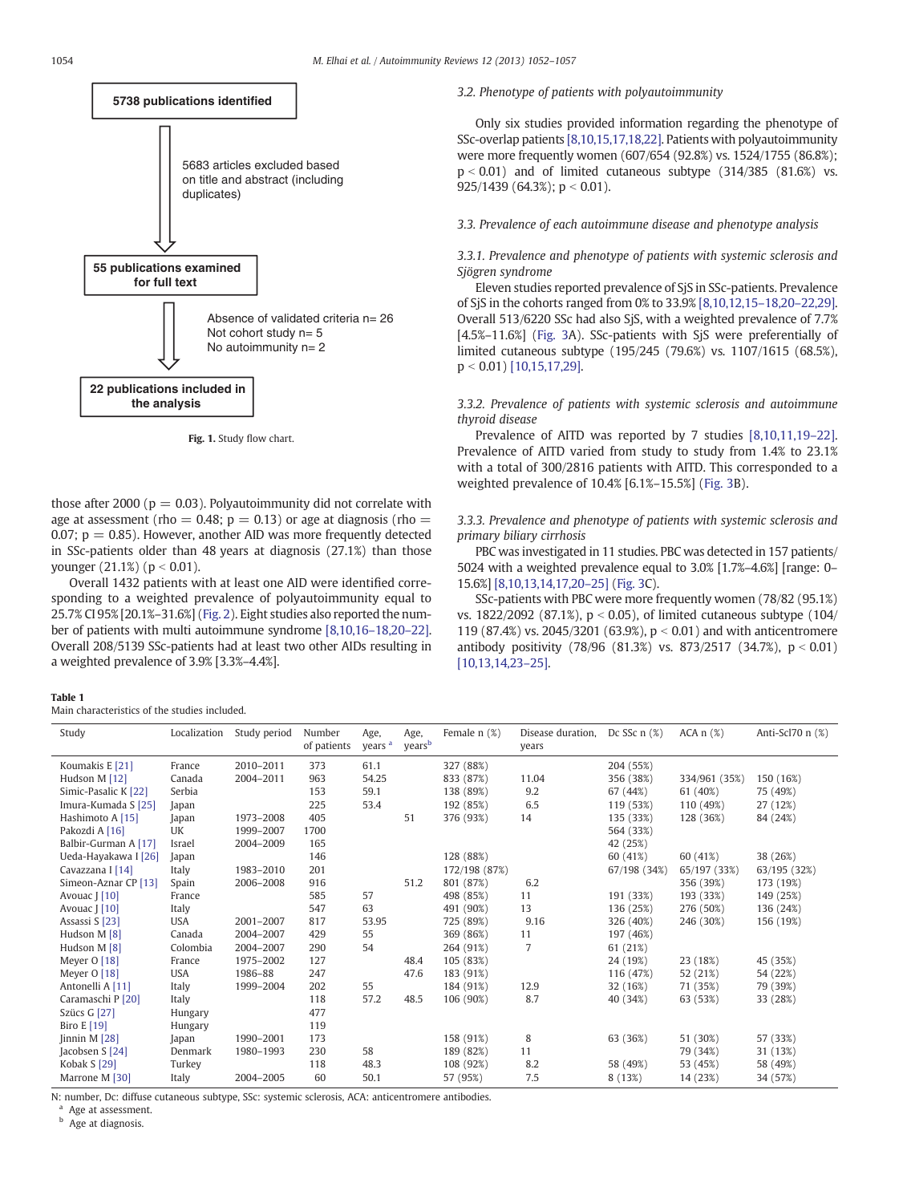5738 publications identified

5683 articles excluded based on title and abstract (including duplicates)

55 publications examined for full text

Absence of validated criteria n= 26
Not cohort study n= 5
No autoimmunity n= 2

22 publications included in the analysis

**Fig. 1.** Study flow chart.

those after 2000 ($p = 0.03$). Polyautoimmunity did not correlate with age at assessment (rho = 0.48; $p = 0.13$) or age at diagnosis (rho = 0.07; $p = 0.85$). However, another AID was more frequently detected in SSc-patients older than 48 years at diagnosis (27.1%) than those younger (21.1%) ($p < 0.01$).

Overall 1432 patients with at least one AID were identified corresponding to a weighted prevalence of polyautoimmunity equal to 25.7% CI 95% [20.1%–31.6%] (Fig. 2). Eight studies also reported the number of patients with multi autoimmune syndrome [8,10,16–18,20–22]. Overall 208/5139 SSc-patients had at least two other AIDs resulting in a weighted prevalence of 3.9% [3.3%–4.4%].

*3.2. Phenotype of patients with polyautoimmunity*

Only six studies provided information regarding the phenotype of SSc-overlap patients [8,10,15,17,18,22]. Patients with polyautoimmunity were more frequently women (607/654 (92.8%) vs. 1524/1755 (86.8%); $p < 0.01$) and of limited cutaneous subtype (314/385 (81.6%) vs. 925/1439 (64.3%); $p < 0.01$).

*3.3. Prevalence of each autoimmune disease and phenotype analysis*

*3.3.1. Prevalence and phenotype of patients with systemic sclerosis and Sjögren syndrome*

Eleven studies reported prevalence of SjS in SSc-patients. Prevalence of SjS in the cohorts ranged from 0% to 33.9% [8,10,12,15–18,20–22,29]. Overall 513/6220 SSc had also SjS, with a weighted prevalence of 7.7% [4.5%–11.6%] (Fig. 3A). SSc-patients with SjS were preferentially of limited cutaneous subtype (195/245 (79.6%) vs. 1107/1615 (68.5%), $p < 0.01$) [10,15,17,29].

*3.3.2. Prevalence of patients with systemic sclerosis and autoimmune thyroid disease*

Prevalence of AITD was reported by 7 studies [8,10,11,19–22]. Prevalence of AITD varied from study to study from 1.4% to 23.1% with a total of 300/2816 patients with AITD. This corresponded to a weighted prevalence of 10.4% [6.1%–15.5%] (Fig. 3B).

*3.3.3. Prevalence and phenotype of patients with systemic sclerosis and primary biliary cirrhosis*

PBC was investigated in 11 studies. PBC was detected in 157 patients/5024 with a weighted prevalence equal to 3.0% [1.7%–4.6%] [range: 0–15.6%] [8,10,13,14,17,20–25] (Fig. 3C).

SSc-patients with PBC were more frequently women (78/82 (95.1%) vs. 1822/2092 (87.1%), $p < 0.05$), of limited cutaneous subtype (104/119 (87.4%) vs. 2045/3201 (63.9%), $p < 0.01$) and with anticentromere antibody positivity (78/96 (81.3%) vs. 873/2517 (34.7%), $p < 0.01$) [10,13,14,23–25].

**Table 1**
Main characteristics of the studies included.

| Study | Localization | Study period | Number of patients | Age, years [a] | Age, years [b] | Female n (%) | Disease duration, years | Dc SSc n (%) | ACA n (%) | Anti-Scl70 n (%) |
|---|---|---|---|---|---|---|---|---|---|---|
| Koumakis E [21] | France | 2010–2011 | 373 | 61.1 | | 327 (88%) | | 204 (55%) | | |
| Hudson M [12] | Canada | 2004–2011 | 963 | 54.25 | | 833 (87%) | 11.04 | 356 (38%) | 334/961 (35%) | 150 (16%) |
| Simic-Pasalic K [22] | Serbia | | 153 | 59.1 | | 138 (89%) | 9.2 | 67 (44%) | 61 (40%) | 75 (49%) |
| Imura-Kumada S [25] | Japan | | 225 | 53.4 | | 192 (85%) | 6.5 | 119 (53%) | 110 (49%) | 27 (12%) |
| Hashimoto A [15] | Japan | 1973–2008 | 405 | | 51 | 376 (93%) | 14 | 135 (33%) | 128 (36%) | 84 (24%) |
| Pakozdi A [16] | UK | 1999–2007 | 1700 | | | | | 564 (33%) | | |
| Balbir-Gurman A [17] | Israel | 2004–2009 | 165 | | | | | 42 (25%) | | |
| Ueda-Hayakawa I [26] | Japan | | 146 | | | 128 (88%) | | 60 (41%) | 60 (41%) | 38 (26%) |
| Cavazzana I [14] | Italy | 1983–2010 | 201 | | | 172/198 (87%) | | 67/198 (34%) | 65/197 (33%) | 63/195 (32%) |
| Simeon-Aznar CP [13] | Spain | 2006–2008 | 916 | | 51.2 | 801 (87%) | 6.2 | | 356 (39%) | 173 (19%) |
| Avouac J [10] | France | | 585 | 57 | | 498 (85%) | 11 | 191 (33%) | 193 (33%) | 149 (25%) |
| Avouac J [10] | Italy | | 547 | 63 | | 491 (90%) | 13 | 136 (25%) | 276 (50%) | 136 (24%) |
| Assassi S [23] | USA | 2001–2007 | 817 | 53.95 | | 725 (89%) | 9.16 | 326 (40%) | 246 (30%) | 156 (19%) |
| Hudson M [8] | Canada | 2004–2007 | 429 | 55 | | 369 (86%) | 11 | 197 (46%) | | |
| Hudson M [8] | Colombia | 2004–2007 | 290 | 54 | | 264 (91%) | 7 | 61 (21%) | | |
| Meyer O [18] | France | 1975–2002 | 127 | | 48.4 | 105 (83%) | | 24 (19%) | 23 (18%) | 45 (35%) |
| Meyer O [18] | USA | 1986–88 | 247 | | 47.6 | 183 (91%) | | 116 (47%) | 52 (21%) | 54 (22%) |
| Antonelli A [11] | Italy | 1999–2004 | 202 | 55 | | 184 (91%) | 12.9 | 32 (16%) | 71 (35%) | 79 (39%) |
| Caramaschi P [20] | Italy | | 118 | 57.2 | 48.5 | 106 (90%) | 8.7 | 40 (34%) | 63 (53%) | 33 (28%) |
| Szücs G [27] | Hungary | | 477 | | | | | | | |
| Biro E [19] | Hungary | | 119 | | | | | | | |
| Jinnin M [28] | Japan | 1990–2001 | 173 | | | 158 (91%) | 8 | 63 (36%) | 51 (30%) | 57 (33%) |
| Jacobsen S [24] | Denmark | 1980–1993 | 230 | 58 | | 189 (82%) | 11 | | 79 (34%) | 31 (13%) |
| Kobak S [29] | Turkey | | 118 | 48.3 | | 108 (92%) | 8.2 | 58 (49%) | 53 (45%) | 58 (49%) |
| Marrone M [30] | Italy | 2004–2005 | 60 | 50.1 | | 57 (95%) | 7.5 | 8 (13%) | 14 (23%) | 34 (57%) |

N: number, Dc: diffuse cutaneous subtype, SSc: systemic sclerosis, ACA: anticentromere antibodies.
[a] Age at assessment.
[b] Age at diagnosis.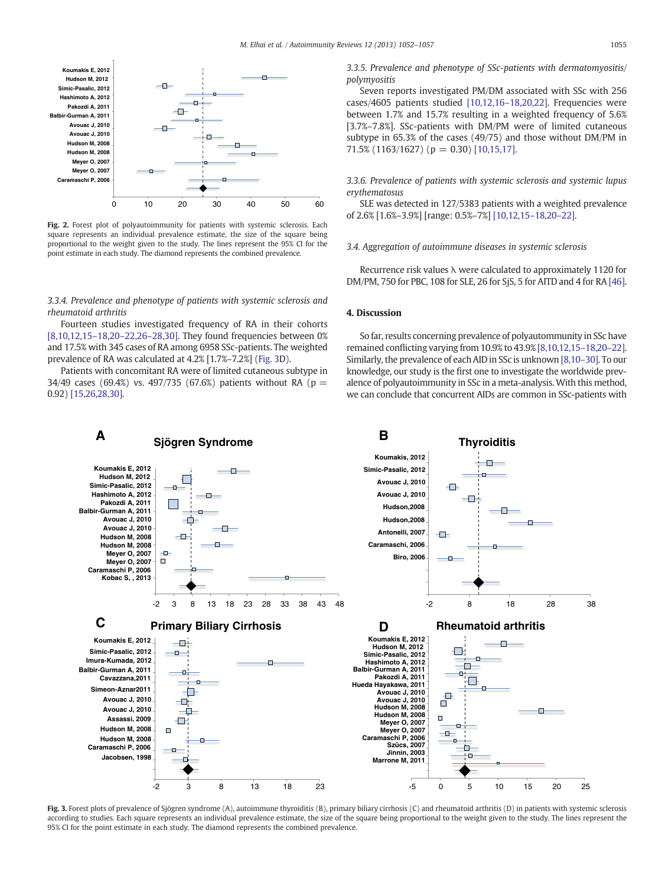Koumakis E, 2012
Hudson M, 2012
Simic-Pasalic, 2012
Hashimoto A, 2012
Pakozdi A, 2011
Balbir-Gurman A, 2011
Avouac J, 2010
Avouac J, 2010
Hudson M, 2008
Hudson M, 2008
Meyer O, 2007
Meyer O, 2007
Caramaschi P, 2006

0 10 20 30 40 50 60

**Fig. 2.** Forest plot of polyautoimmunity for patients with systemic sclerosis. Each square represents an individual prevalence estimate, the size of the square being proportional to the weight given to the study. The lines represent the 95% CI for the point estimate in each study. The diamond represents the combined prevalence.

### 3.3.4. Prevalence and phenotype of patients with systemic sclerosis and rheumatoid arthritis

Fourteen studies investigated frequency of RA in their cohorts [8,10,12,15–18,20–22,26–28,30]. They found frequencies between 0% and 17.5% with 345 cases of RA among 6958 SSc-patients. The weighted prevalence of RA was calculated at 4.2% [1.7%–7.2%] (Fig. 3D).

Patients with concomitant RA were of limited cutaneous subtype in 34/49 cases (69.4%) vs. 497/735 (67.6%) patients without RA ($p = 0.92$) [15,26,28,30].

### 3.3.5. Prevalence and phenotype of SSc-patients with dermatomyositis/polymyositis

Seven reports investigated PM/DM associated with SSc with 256 cases/4605 patients studied [10,12,16–18,20,22]. Frequencies were between 1.7% and 15.7% resulting in a weighted frequency of 5.6% [3.7%–7.8%]. SSc-patients with DM/PM were of limited cutaneous subtype in 65.3% of the cases (49/75) and those without DM/PM in 71.5% (1163/1627) ($p = 0.30$) [10,15,17].

### 3.3.6. Prevalence of patients with systemic sclerosis and systemic lupus erythematosus

SLE was detected in 127/5383 patients with a weighted prevalence of 2.6% [1.6%–3.9%] [range: 0.5%–7%] [10,12,15–18,20–22].

## 3.4. Aggregation of autoimmune diseases in systemic sclerosis

Recurrence risk values λ were calculated to approximately 1120 for DM/PM, 750 for PBC, 108 for SLE, 26 for SjS, 5 for AITD and 4 for RA [46].

# 4. Discussion

So far, results concerning prevalence of polyautommunity in SSc have remained conflicting varying from 10.9% to 43.9% [8,10,12,15–18,20–22]. Similarly, the prevalence of each AID in SSc is unknown [8,10–30]. To our knowledge, our study is the first one to investigate the worldwide prevalence of polyautoimmunity in SSc in a meta-analysis. With this method, we can conclude that concurrent AIDs are common in SSc-patients with

A
Sjögren Syndrome
Koumakis E, 2012
Hudson M, 2012
Simic-Pasalic, 2012
Hashimoto A, 2012
Pakozdi A, 2011
Balbir-Gurman A, 2011
Avouac J, 2010
Avouac J, 2010
Hudson M, 2008
Hudson M, 2008
Meyer O, 2007
Meyer O, 2007
Caramaschi P, 2006
Kobac S, , 2013
-2 3 8 13 18 23 28 33 38 43 48

B
Thyroiditis
Koumakis, 2012
Simic-Pasalic, 2012
Avouac J, 2010
Avouac J, 2010
Hudson,2008
Hudson,2008
Antonelli, 2007
Caramaschi, 2006
Biro, 2006
-2 8 18 28 38

C
Primary Biliary Cirrhosis
Koumakis E, 2012
Simic-Pasalic, 2012
Imura-Kumada, 2012
Balbir-Gurman A, 2011
Cavazzana,2011
Simeon-Aznar2011
Avouac J, 2010
Avouac J, 2010
Assassi, 2009
Hudson M, 2008
Hudson M, 2008
Caramaschi P, 2006
Jacobsen, 1998
-2 3 8 13 18 23

D
Rheumatoid arthritis
Koumakis E, 2012
Hudson M, 2012
Simic-Pasalic, 2012
Hashimoto A, 2012
Balbir-Gurman A, 2011
Pakozdi A, 2011
Hueda Hayakawa, 2011
Avouac J, 2010
Avouac J, 2010
Hudson M, 2008
Hudson M, 2008
Meyer O, 2007
Meyer O, 2007
Caramaschi P, 2006
Szücs, 2007
Jinnin, 2003
Marrone M, 2011
-5 0 5 10 15 20 25

**Fig. 3.** Forest plots of prevalence of Sjögren syndrome (A), autoimmune thyroiditis (B), primary biliary cirrhosis (C) and rheumatoid arthritis (D) in patients with systemic sclerosis according to studies. Each square represents an individual prevalence estimate, the size of the square being proportional to the weight given to the study. The lines represent the 95% CI for the point estimate in each study. The diamond represents the combined prevalence.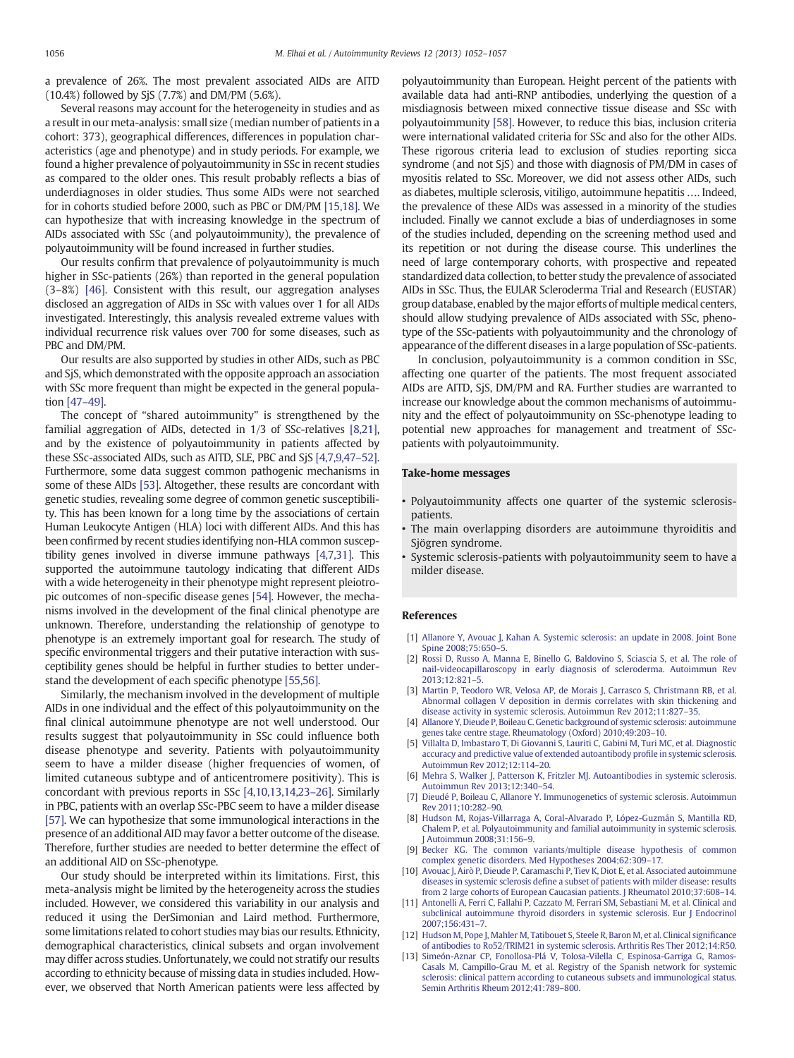a prevalence of 26%. The most prevalent associated AIDs are AITD (10.4%) followed by SjS (7.7%) and DM/PM (5.6%).

Several reasons may account for the heterogeneity in studies and as a result in our meta-analysis: small size (median number of patients in a cohort: 373), geographical differences, differences in population characteristics (age and phenotype) and in study periods. For example, we found a higher prevalence of polyautoimmunity in SSc in recent studies as compared to the older ones. This result probably reflects a bias of underdiagnoses in older studies. Thus some AIDs were not searched for in cohorts studied before 2000, such as PBC or DM/PM [15,18]. We can hypothesize that with increasing knowledge in the spectrum of AIDs associated with SSc (and polyautoimmunity), the prevalence of polyautoimmunity will be found increased in further studies.

Our results confirm that prevalence of polyautoimmunity is much higher in SSc-patients (26%) than reported in the general population (3–8%) [46]. Consistent with this result, our aggregation analyses disclosed an aggregation of AIDs in SSc with values over 1 for all AIDs investigated. Interestingly, this analysis revealed extreme values with individual recurrence risk values over 700 for some diseases, such as PBC and DM/PM.

Our results are also supported by studies in other AIDs, such as PBC and SjS, which demonstrated with the opposite approach an association with SSc more frequent than might be expected in the general population [47–49].

The concept of "shared autoimmunity" is strengthened by the familial aggregation of AIDs, detected in 1/3 of SSc-relatives [8,21], and by the existence of polyautoimmunity in patients affected by these SSc-associated AIDs, such as AITD, SLE, PBC and SjS [4,7,9,47–52]. Furthermore, some data suggest common pathogenic mechanisms in some of these AIDs [53]. Altogether, these results are concordant with genetic studies, revealing some degree of common genetic susceptibility. This has been known for a long time by the associations of certain Human Leukocyte Antigen (HLA) loci with different AIDs. And this has been confirmed by recent studies identifying non-HLA common susceptibility genes involved in diverse immune pathways [4,7,31]. This supported the autoimmune tautology indicating that different AIDs with a wide heterogeneity in their phenotype might represent pleiotropic outcomes of non-specific disease genes [54]. However, the mechanisms involved in the development of the final clinical phenotype are unknown. Therefore, understanding the relationship of genotype to phenotype is an extremely important goal for research. The study of specific environmental triggers and their putative interaction with susceptibility genes should be helpful in further studies to better understand the development of each specific phenotype [55,56].

Similarly, the mechanism involved in the development of multiple AIDs in one individual and the effect of this polyautoimmunity on the final clinical autoimmune phenotype are not well understood. Our results suggest that polyautoimmunity in SSc could influence both disease phenotype and severity. Patients with polyautoimmunity seem to have a milder disease (higher frequencies of women, of limited cutaneous subtype and of anticentromere positivity). This is concordant with previous reports in SSc [4,10,13,14,23–26]. Similarly in PBC, patients with an overlap SSc-PBC seem to have a milder disease [57]. We can hypothesize that some immunological interactions in the presence of an additional AID may favor a better outcome of the disease. Therefore, further studies are needed to better determine the effect of an additional AID on SSc-phenotype.

Our study should be interpreted within its limitations. First, this meta-analysis might be limited by the heterogeneity across the studies included. However, we considered this variability in our analysis and reduced it using the DerSimonian and Laird method. Furthermore, some limitations related to cohort studies may bias our results. Ethnicity, demographical characteristics, clinical subsets and organ involvement may differ across studies. Unfortunately, we could not stratify our results according to ethnicity because of missing data in studies included. However, we observed that North American patients were less affected by polyautoimmunity than European. Height percent of the patients with available data had anti-RNP antibodies, underlying the question of a misdiagnosis between mixed connective tissue disease and SSc with polyautoimmunity [58]. However, to reduce this bias, inclusion criteria were international validated criteria for SSc and also for the other AIDs. These rigorous criteria lead to exclusion of studies reporting sicca syndrome (and not SjS) and those with diagnosis of PM/DM in cases of myositis related to SSc. Moreover, we did not assess other AIDs, such as diabetes, multiple sclerosis, vitiligo, autoimmune hepatitis …. Indeed, the prevalence of these AIDs was assessed in a minority of the studies included. Finally we cannot exclude a bias of underdiagnoses in some of the studies included, depending on the screening method used and its repetition or not during the disease course. This underlines the need of large contemporary cohorts, with prospective and repeated standardized data collection, to better study the prevalence of associated AIDs in SSc. Thus, the EULAR Scleroderma Trial and Research (EUSTAR) group database, enabled by the major efforts of multiple medical centers, should allow studying prevalence of AIDs associated with SSc, phenotype of the SSc-patients with polyautoimmunity and the chronology of appearance of the different diseases in a large population of SSc-patients.

In conclusion, polyautoimmunity is a common condition in SSc, affecting one quarter of the patients. The most frequent associated AIDs are AITD, SjS, DM/PM and RA. Further studies are warranted to increase our knowledge about the common mechanisms of autoimmunity and the effect of polyautoimmunity on SSc-phenotype leading to potential new approaches for management and treatment of SSc-patients with polyautoimmunity.

## Take-home messages

- Polyautoimmunity affects one quarter of the systemic sclerosis-patients.
- The main overlapping disorders are autoimmune thyroiditis and Sjögren syndrome.
- Systemic sclerosis-patients with polyautoimmunity seem to have a milder disease.

## References

[1] Allanore Y, Avouac J, Kahan A. Systemic sclerosis: an update in 2008. Joint Bone Spine 2008;75:650–5.

[2] Rossi D, Russo A, Manna E, Binello G, Baldovino S, Sciascia S, et al. The role of nail-videocapillaroscopy in early diagnosis of scleroderma. Autoimmun Rev 2013;12:821–5.

[3] Martin P, Teodoro WR, Velosa AP, de Morais J, Carrasco S, Christmann RB, et al. Abnormal collagen V deposition in dermis correlates with skin thickening and disease activity in systemic sclerosis. Autoimmun Rev 2012;11:827–35.

[4] Allanore Y, Dieude P, Boileau C. Genetic background of systemic sclerosis: autoimmune genes take centre stage. Rheumatology (Oxford) 2010;49:203–10.

[5] Villalta D, Imbastaro T, Di Giovanni S, Lauriti C, Gabini M, Turi MC, et al. Diagnostic accuracy and predictive value of extended autoantibody profile in systemic sclerosis. Autoimmun Rev 2012;12:114–20.

[6] Mehra S, Walker J, Patterson K, Fritzler MJ. Autoantibodies in systemic sclerosis. Autoimmun Rev 2013;12:340–54.

[7] Dieudé P, Boileau C, Allanore Y. Immunogenetics of systemic sclerosis. Autoimmun Rev 2011;10:282–90.

[8] Hudson M, Rojas-Villarraga A, Coral-Alvarado P, López-Guzmán S, Mantilla RD, Chalem P, et al. Polyautoimmunity and familial autoimmunity in systemic sclerosis. J Autoimmun 2008;31:156–9.

[9] Becker KG. The common variants/multiple disease hypothesis of common complex genetic disorders. Med Hypotheses 2004;62:309–17.

[10] Avouac J, Airò P, Dieude P, Caramaschi P, Tiev K, Diot E, et al. Associated autoimmune diseases in systemic sclerosis define a subset of patients with milder disease: results from 2 large cohorts of European Caucasian patients. J Rheumatol 2010;37:608–14.

[11] Antonelli A, Ferri C, Fallahi P, Cazzato M, Ferrari SM, Sebastiani M, et al. Clinical and subclinical autoimmune thyroid disorders in systemic sclerosis. Eur J Endocrinol 2007;156:431–7.

[12] Hudson M, Pope J, Mahler M, Tatibouet S, Steele R, Baron M, et al. Clinical significance of antibodies to Ro52/TRIM21 in systemic sclerosis. Arthritis Res Ther 2012;14:R50.

[13] Simeón-Aznar CP, Fonollosa-Plá V, Tolosa-Vilella C, Espinosa-Garriga G, Ramos-Casals M, Campillo-Grau M, et al. Registry of the Spanish network for systemic sclerosis: clinical pattern according to cutaneous subsets and immunological status. Semin Arthritis Rheum 2012;41:789–800.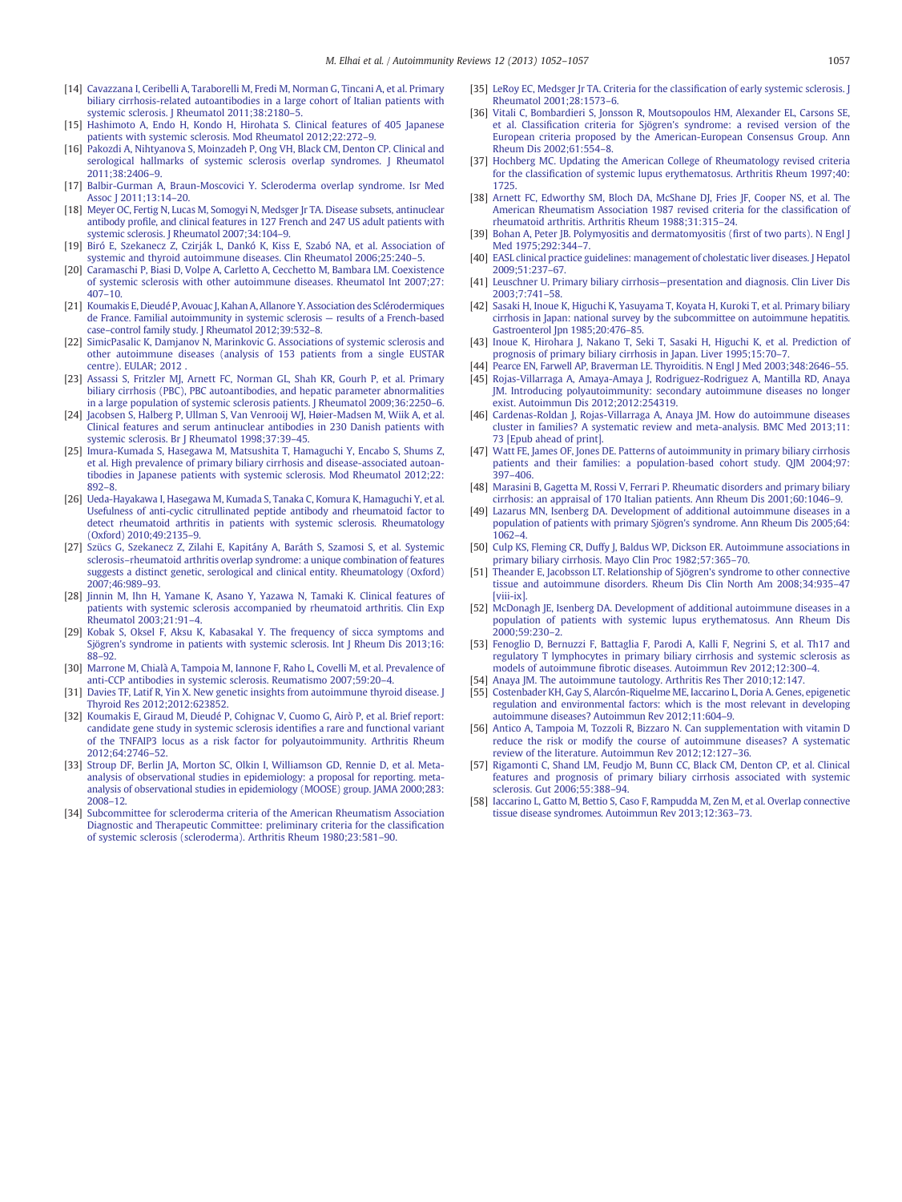[14] Cavazzana I, Ceribelli A, Taraborelli M, Fredi M, Norman G, Tincani A, et al. Primary biliary cirrhosis-related autoantibodies in a large cohort of Italian patients with systemic sclerosis. J Rheumatol 2011;38:2180–5.

[15] Hashimoto A, Endo H, Kondo H, Hirohata S. Clinical features of 405 Japanese patients with systemic sclerosis. Mod Rheumatol 2012;22:272–9.

[16] Pakozdi A, Nihtyanova S, Moinzadeh P, Ong VH, Black CM, Denton CP. Clinical and serological hallmarks of systemic sclerosis overlap syndromes. J Rheumatol 2011;38:2406–9.

[17] Balbir-Gurman A, Braun-Moscovici Y. Scleroderma overlap syndrome. Isr Med Assoc J 2011;13:14–20.

[18] Meyer OC, Fertig N, Lucas M, Somogyi N, Medsger Jr TA. Disease subsets, antinuclear antibody profile, and clinical features in 127 French and 247 US adult patients with systemic sclerosis. J Rheumatol 2007;34:104–9.

[19] Biró E, Szekanecz Z, Czirják L, Dankó K, Kiss E, Szabó NA, et al. Association of systemic and thyroid autoimmune diseases. Clin Rheumatol 2006;25:240–5.

[20] Caramaschi P, Biasi D, Volpe A, Carletto A, Cecchetto M, Bambara LM. Coexistence of systemic sclerosis with other autoimmune diseases. Rheumatol Int 2007;27:407–10.

[21] Koumakis E, Dieudé P, Avouac J, Kahan A, Allanore Y. Association des Sclérodermiques de France. Familial autoimmunity in systemic sclerosis — results of a French-based case–control family study. J Rheumatol 2012;39:532–8.

[22] SimicPasalic K, Damjanov N, Marinkovic G. Associations of systemic sclerosis and other autoimmune diseases (analysis of 153 patients from a single EUSTAR centre). EULAR; 2012 .

[23] Assassi S, Fritzler MJ, Arnett FC, Norman GL, Shah KR, Gourh P, et al. Primary biliary cirrhosis (PBC), PBC autoantibodies, and hepatic parameter abnormalities in a large population of systemic sclerosis patients. J Rheumatol 2009;36:2250–6.

[24] Jacobsen S, Halberg P, Ullman S, Van Venrooij WJ, Høier-Madsen M, Wiik A, et al. Clinical features and serum antinuclear antibodies in 230 Danish patients with systemic sclerosis. Br J Rheumatol 1998;37:39–45.

[25] Imura-Kumada S, Hasegawa M, Matsushita T, Hamaguchi Y, Encabo S, Shums Z, et al. High prevalence of primary biliary cirrhosis and disease-associated autoantibodies in Japanese patients with systemic sclerosis. Mod Rheumatol 2012;22:892–8.

[26] Ueda-Hayakawa I, Hasegawa M, Kumada S, Tanaka C, Komura K, Hamaguchi Y, et al. Usefulness of anti-cyclic citrullinated peptide antibody and rheumatoid factor to detect rheumatoid arthritis in patients with systemic sclerosis. Rheumatology (Oxford) 2010;49:2135–9.

[27] Szücs G, Szekanecz Z, Zilahi E, Kapitány A, Baráth S, Szamosi S, et al. Systemic sclerosis–rheumatoid arthritis overlap syndrome: a unique combination of features suggests a distinct genetic, serological and clinical entity. Rheumatology (Oxford) 2007;46:989–93.

[28] Jinnin M, Ihn H, Yamane K, Asano Y, Yazawa N, Tamaki K. Clinical features of patients with systemic sclerosis accompanied by rheumatoid arthritis. Clin Exp Rheumatol 2003;21:91–4.

[29] Kobak S, Oksel F, Aksu K, Kabasakal Y. The frequency of sicca symptoms and Sjögren's syndrome in patients with systemic sclerosis. Int J Rheum Dis 2013;16:88–92.

[30] Marrone M, Chialà A, Tampoia M, Iannone F, Raho L, Covelli M, et al. Prevalence of anti-CCP antibodies in systemic sclerosis. Reumatismo 2007;59:20–4.

[31] Davies TF, Latif R, Yin X. New genetic insights from autoimmune thyroid disease. J Thyroid Res 2012;2012:623852.

[32] Koumakis E, Giraud M, Dieudé P, Cohignac V, Cuomo G, Airò P, et al. Brief report: candidate gene study in systemic sclerosis identifies a rare and functional variant of the TNFAIP3 locus as a risk factor for polyautoimmunity. Arthritis Rheum 2012;64:2746–52.

[33] Stroup DF, Berlin JA, Morton SC, Olkin I, Williamson GD, Rennie D, et al. Meta-analysis of observational studies in epidemiology: a proposal for reporting. meta-analysis of observational studies in epidemiology (MOOSE) group. JAMA 2000;283:2008–12.

[34] Subcommittee for scleroderma criteria of the American Rheumatism Association Diagnostic and Therapeutic Committee: preliminary criteria for the classification of systemic sclerosis (scleroderma). Arthritis Rheum 1980;23:581–90.

[35] LeRoy EC, Medsger Jr TA. Criteria for the classification of early systemic sclerosis. J Rheumatol 2001;28:1573–6.

[36] Vitali C, Bombardieri S, Jonsson R, Moutsopoulos HM, Alexander EL, Carsons SE, et al. Classification criteria for Sjögren's syndrome: a revised version of the European criteria proposed by the American-European Consensus Group. Ann Rheum Dis 2002;61:554–8.

[37] Hochberg MC. Updating the American College of Rheumatology revised criteria for the classification of systemic lupus erythematosus. Arthritis Rheum 1997;40:1725.

[38] Arnett FC, Edworthy SM, Bloch DA, McShane DJ, Fries JF, Cooper NS, et al. The American Rheumatism Association 1987 revised criteria for the classification of rheumatoid arthritis. Arthritis Rheum 1988;31:315–24.

[39] Bohan A, Peter JB. Polymyositis and dermatomyositis (first of two parts). N Engl J Med 1975;292:344–7.

[40] EASL clinical practice guidelines: management of cholestatic liver diseases. J Hepatol 2009;51:237–67.

[41] Leuschner U. Primary biliary cirrhosis—presentation and diagnosis. Clin Liver Dis 2003;7:741–58.

[42] Sasaki H, Inoue K, Higuchi K, Yasuyama T, Koyata H, Kuroki T, et al. Primary biliary cirrhosis in Japan: national survey by the subcommittee on autoimmune hepatitis. Gastroenterol Jpn 1985;20:476–85.

[43] Inoue K, Hirohara J, Nakano T, Seki T, Sasaki H, Higuchi K, et al. Prediction of prognosis of primary biliary cirrhosis in Japan. Liver 1995;15:70–7.

[44] Pearce EN, Farwell AP, Braverman LE. Thyroiditis. N Engl J Med 2003;348:2646–55.

[45] Rojas-Villarraga A, Amaya-Amaya J, Rodriguez-Rodriguez A, Mantilla RD, Anaya JM. Introducing polyautoimmunity: secondary autoimmune diseases no longer exist. Autoimmun Dis 2012;2012:254319.

[46] Cardenas-Roldan J, Rojas-Villarraga A, Anaya JM. How do autoimmune diseases cluster in families? A systematic review and meta-analysis. BMC Med 2013;11:73 [Epub ahead of print].

[47] Watt FE, James OF, Jones DE. Patterns of autoimmunity in primary biliary cirrhosis patients and their families: a population-based cohort study. QJM 2004;97:397–406.

[48] Marasini B, Gagetta M, Rossi V, Ferrari P. Rheumatic disorders and primary biliary cirrhosis: an appraisal of 170 Italian patients. Ann Rheum Dis 2001;60:1046–9.

[49] Lazarus MN, Isenberg DA. Development of additional autoimmune diseases in a population of patients with primary Sjögren's syndrome. Ann Rheum Dis 2005;64:1062–4.

[50] Culp KS, Fleming CR, Duffy J, Baldus WP, Dickson ER. Autoimmune associations in primary biliary cirrhosis. Mayo Clin Proc 1982;57:365–70.

[51] Theander E, Jacobsson LT. Relationship of Sjögren's syndrome to other connective tissue and autoimmune disorders. Rheum Dis Clin North Am 2008;34:935–47 [viii–ix].

[52] McDonagh JE, Isenberg DA. Development of additional autoimmune diseases in a population of patients with systemic lupus erythematosus. Ann Rheum Dis 2000;59:230–2.

[53] Fenoglio D, Bernuzzi F, Battaglia F, Parodi A, Kalli F, Negrini S, et al. Th17 and regulatory T lymphocytes in primary biliary cirrhosis and systemic sclerosis as models of autoimmune fibrotic diseases. Autoimmun Rev 2012;12:300–4.

[54] Anaya JM. The autoimmune tautology. Arthritis Res Ther 2010;12:147.

[55] Costenbader KH, Gay S, Alarcón-Riquelme ME, Iaccarino L, Doria A. Genes, epigenetic regulation and environmental factors: which is the most relevant in developing autoimmune diseases? Autoimmun Rev 2012;11:604–9.

[56] Antico A, Tampoia M, Tozzoli R, Bizzaro N. Can supplementation with vitamin D reduce the risk or modify the course of autoimmune diseases? A systematic review of the literature. Autoimmun Rev 2012;12:127–36.

[57] Rigamonti C, Shand LM, Feudjo M, Bunn CC, Black CM, Denton CP, et al. Clinical features and prognosis of primary biliary cirrhosis associated with systemic sclerosis. Gut 2006;55:388–94.

[58] Iaccarino L, Gatto M, Bettio S, Caso F, Rampudda M, Zen M, et al. Overlap connective tissue disease syndromes. Autoimmun Rev 2013;12:363–73.